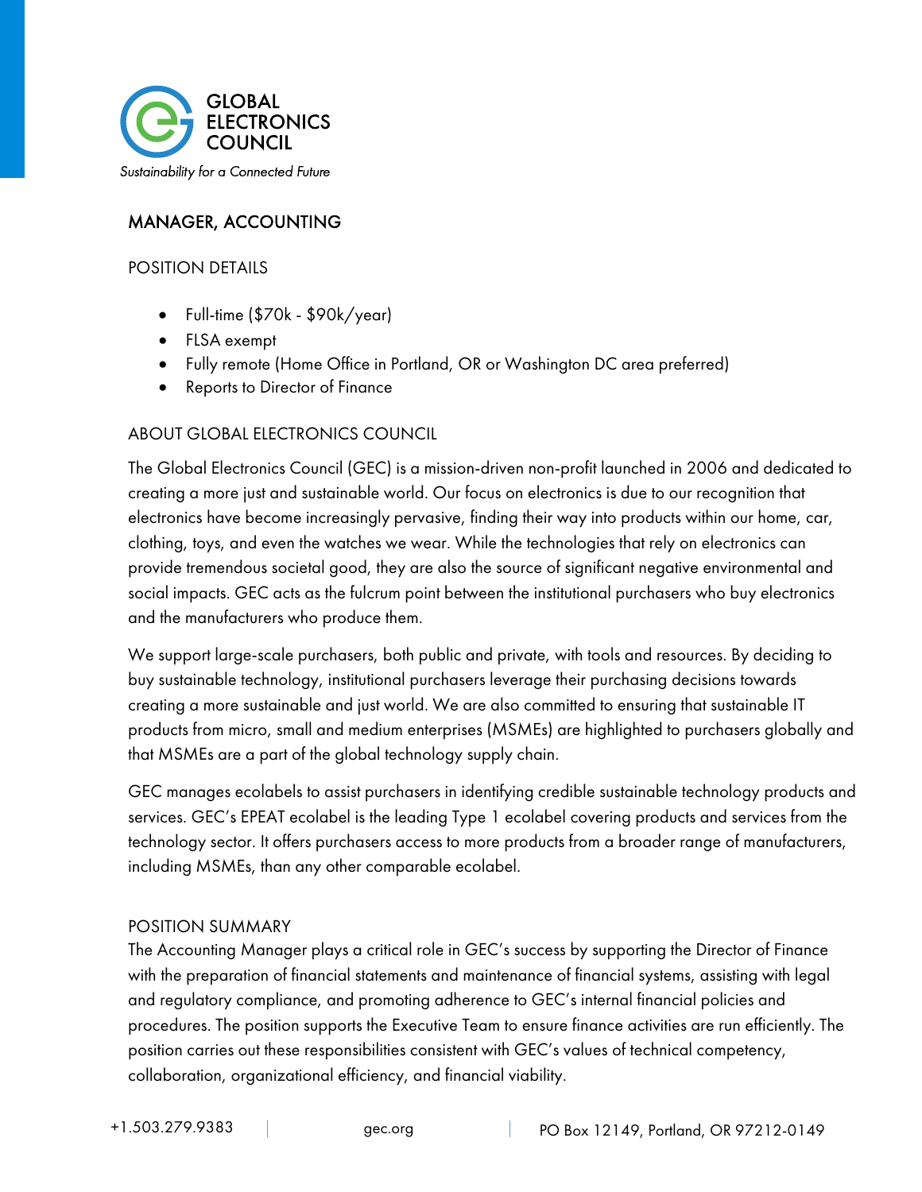GLOBAL ELECTRONICS COUNCIL

*Sustainability for a Connected Future*

# MANAGER, ACCOUNTING

## POSITION DETAILS

- Full-time ($70k - $90k/year)
- FLSA exempt
- Fully remote (Home Office in Portland, OR or Washington DC area preferred)
- Reports to Director of Finance

## ABOUT GLOBAL ELECTRONICS COUNCIL

The Global Electronics Council (GEC) is a mission-driven non-profit launched in 2006 and dedicated to creating a more just and sustainable world. Our focus on electronics is due to our recognition that electronics have become increasingly pervasive, finding their way into products within our home, car, clothing, toys, and even the watches we wear. While the technologies that rely on electronics can provide tremendous societal good, they are also the source of significant negative environmental and social impacts. GEC acts as the fulcrum point between the institutional purchasers who buy electronics and the manufacturers who produce them.

We support large-scale purchasers, both public and private, with tools and resources. By deciding to buy sustainable technology, institutional purchasers leverage their purchasing decisions towards creating a more sustainable and just world. We are also committed to ensuring that sustainable IT products from micro, small and medium enterprises (MSMEs) are highlighted to purchasers globally and that MSMEs are a part of the global technology supply chain.

GEC manages ecolabels to assist purchasers in identifying credible sustainable technology products and services. GEC's EPEAT ecolabel is the leading Type 1 ecolabel covering products and services from the technology sector. It offers purchasers access to more products from a broader range of manufacturers, including MSMEs, than any other comparable ecolabel.

## POSITION SUMMARY

The Accounting Manager plays a critical role in GEC's success by supporting the Director of Finance with the preparation of financial statements and maintenance of financial systems, assisting with legal and regulatory compliance, and promoting adherence to GEC's internal financial policies and procedures. The position supports the Executive Team to ensure finance activities are run efficiently. The position carries out these responsibilities consistent with GEC's values of technical competency, collaboration, organizational efficiency, and financial viability.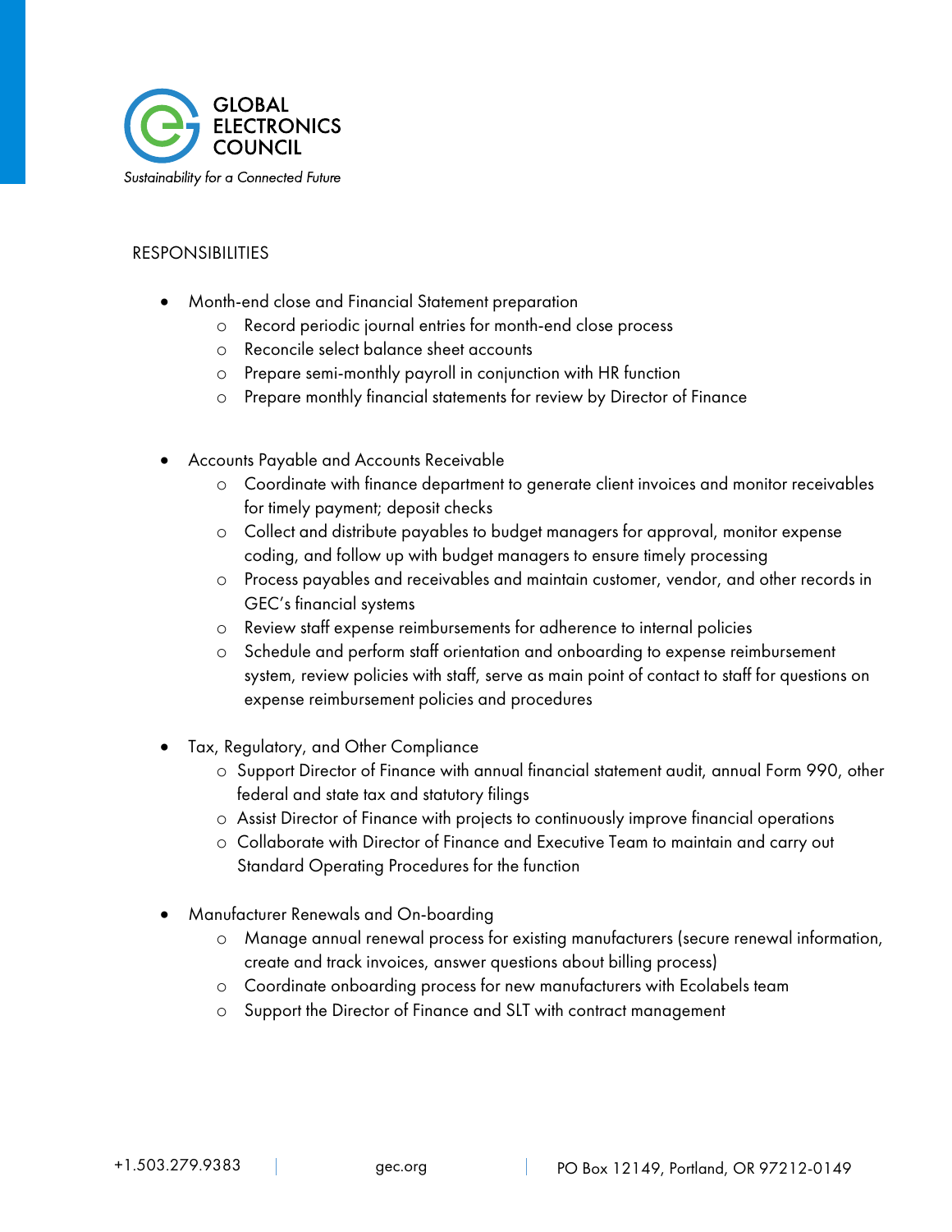## RESPONSIBILITIES

- Month-end close and Financial Statement preparation
  - Record periodic journal entries for month-end close process
  - Reconcile select balance sheet accounts
  - Prepare semi-monthly payroll in conjunction with HR function
  - Prepare monthly financial statements for review by Director of Finance

- Accounts Payable and Accounts Receivable
  - Coordinate with finance department to generate client invoices and monitor receivables for timely payment; deposit checks
  - Collect and distribute payables to budget managers for approval, monitor expense coding, and follow up with budget managers to ensure timely processing
  - Process payables and receivables and maintain customer, vendor, and other records in GEC's financial systems
  - Review staff expense reimbursements for adherence to internal policies
  - Schedule and perform staff orientation and onboarding to expense reimbursement system, review policies with staff, serve as main point of contact to staff for questions on expense reimbursement policies and procedures

- Tax, Regulatory, and Other Compliance
  - Support Director of Finance with annual financial statement audit, annual Form 990, other federal and state tax and statutory filings
  - Assist Director of Finance with projects to continuously improve financial operations
  - Collaborate with Director of Finance and Executive Team to maintain and carry out Standard Operating Procedures for the function

- Manufacturer Renewals and On-boarding
  - Manage annual renewal process for existing manufacturers (secure renewal information, create and track invoices, answer questions about billing process)
  - Coordinate onboarding process for new manufacturers with Ecolabels team
  - Support the Director of Finance and SLT with contract management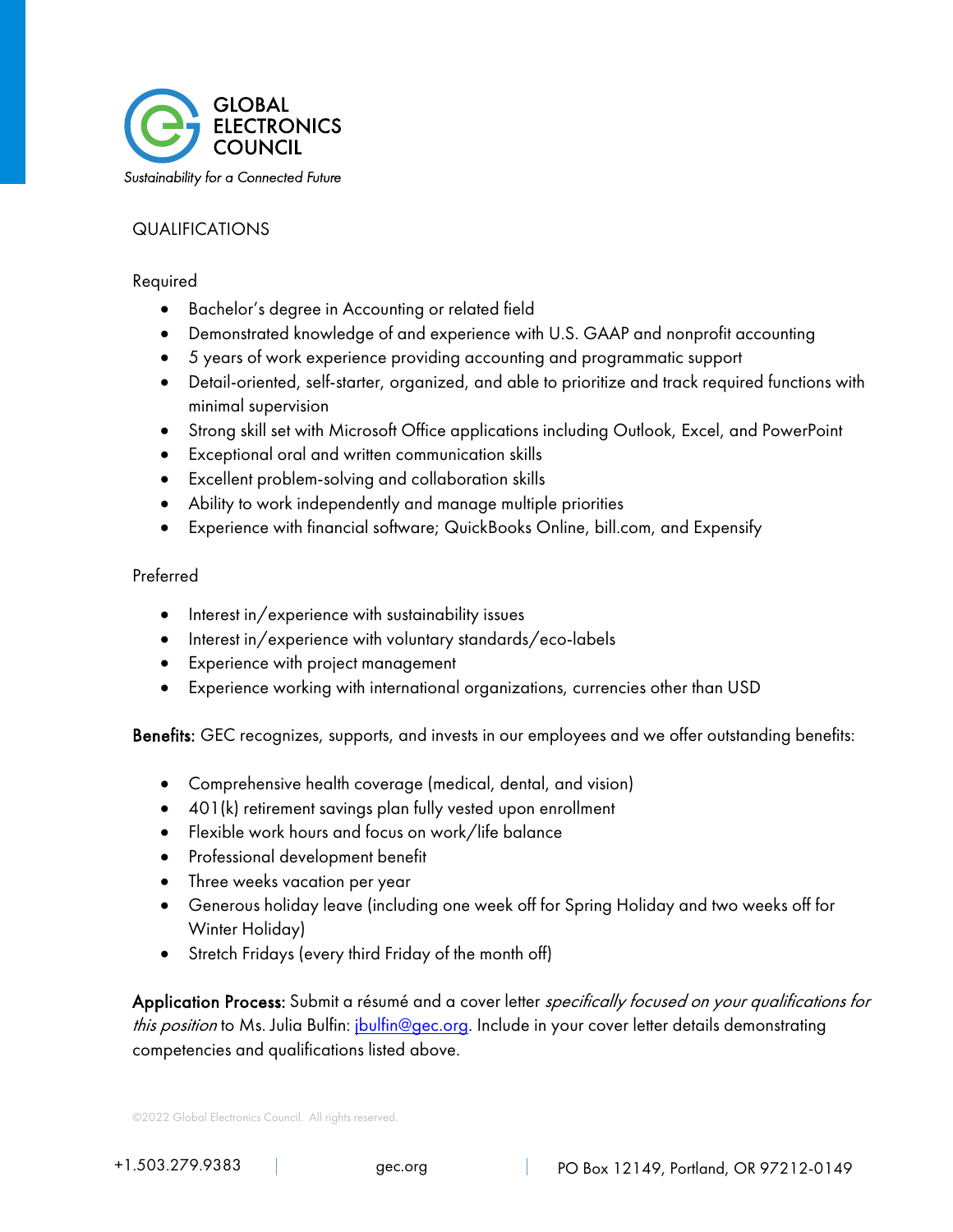## QUALIFICATIONS

### Required

- Bachelor's degree in Accounting or related field
- Demonstrated knowledge of and experience with U.S. GAAP and nonprofit accounting
- 5 years of work experience providing accounting and programmatic support
- Detail-oriented, self-starter, organized, and able to prioritize and track required functions with minimal supervision
- Strong skill set with Microsoft Office applications including Outlook, Excel, and PowerPoint
- Exceptional oral and written communication skills
- Excellent problem-solving and collaboration skills
- Ability to work independently and manage multiple priorities
- Experience with financial software; QuickBooks Online, bill.com, and Expensify

### Preferred

- Interest in/experience with sustainability issues
- Interest in/experience with voluntary standards/eco-labels
- Experience with project management
- Experience working with international organizations, currencies other than USD

**Benefits:** GEC recognizes, supports, and invests in our employees and we offer outstanding benefits:

- Comprehensive health coverage (medical, dental, and vision)
- 401(k) retirement savings plan fully vested upon enrollment
- Flexible work hours and focus on work/life balance
- Professional development benefit
- Three weeks vacation per year
- Generous holiday leave (including one week off for Spring Holiday and two weeks off for Winter Holiday)
- Stretch Fridays (every third Friday of the month off)

**Application Process:** Submit a résumé and a cover letter *specifically focused on your qualifications for this position* to Ms. Julia Bulfin: jbulfin@gec.org. Include in your cover letter details demonstrating competencies and qualifications listed above.

©2022 Global Electronics Council. All rights reserved.

+1.503.279.9383 | gec.org | PO Box 12149, Portland, OR 97212-0149